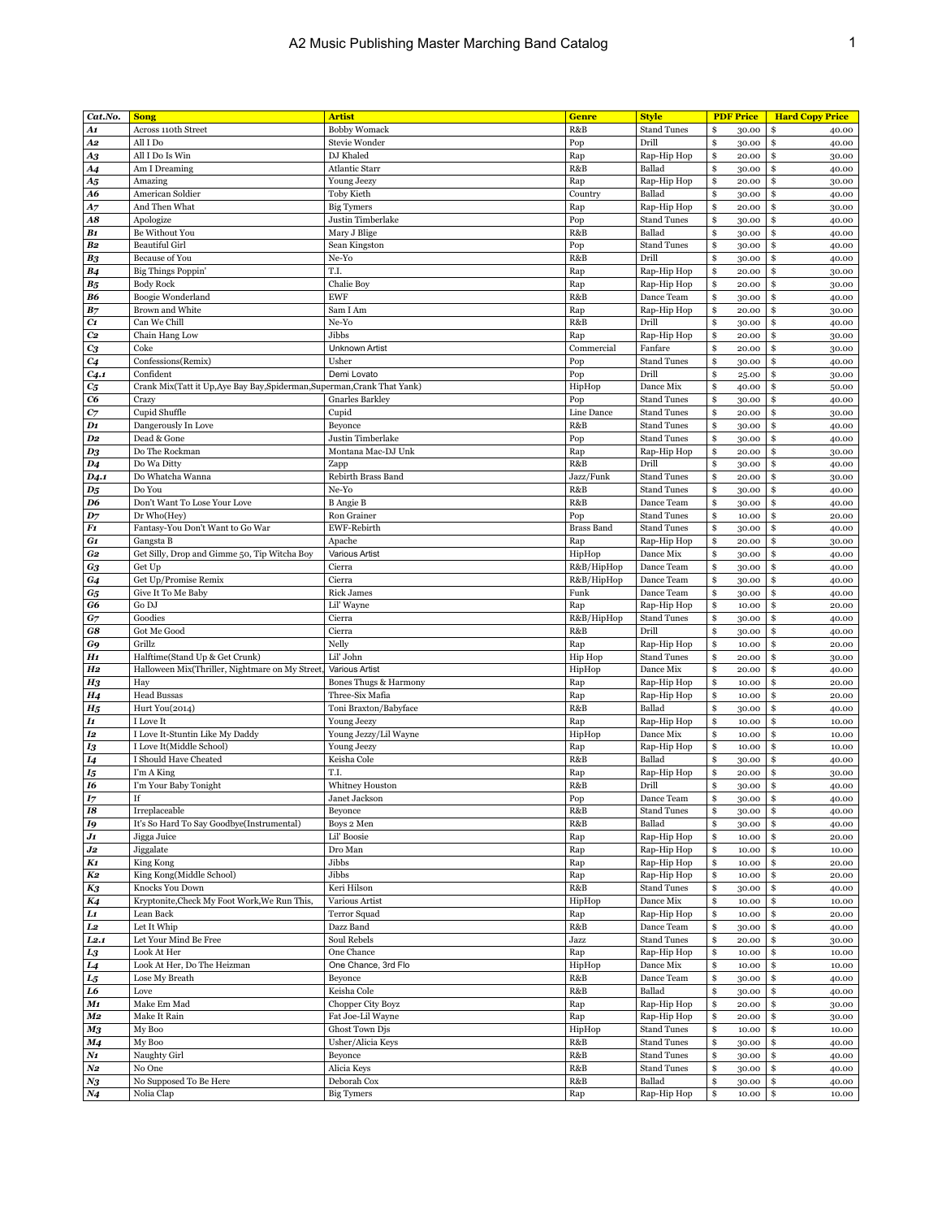# A2 Music Publishing Master Marching Band Catalog

| Cat.No. | Song | Artist | Genre | Style | PDF Price | Hard Copy Price |
|---|---|---|---|---|---|---|
| *A1* | Across 110th Street | Bobby Womack | R&B | Stand Tunes | $ 30.00 | $ 40.00 |
| *A2* | All I Do | Stevie Wonder | Pop | Drill | $ 30.00 | $ 40.00 |
| *A3* | All I Do Is Win | DJ Khaled | Rap | Rap-Hip Hop | $ 20.00 | $ 30.00 |
| *A4* | Am I Dreaming | Atlantic Starr | R&B | Ballad | $ 30.00 | $ 40.00 |
| *A5* | Amazing | Young Jeezy | Rap | Rap-Hip Hop | $ 20.00 | $ 30.00 |
| *A6* | American Soldier | Toby Kieth | Country | Ballad | $ 30.00 | $ 40.00 |
| *A7* | And Then What | Big Tymers | Rap | Rap-Hip Hop | $ 20.00 | $ 30.00 |
| *A8* | Apologize | Justin Timberlake | Pop | Stand Tunes | $ 30.00 | $ 40.00 |
| *B1* | Be Without You | Mary J Blige | R&B | Ballad | $ 30.00 | $ 40.00 |
| *B2* | Beautiful Girl | Sean Kingston | Pop | Stand Tunes | $ 30.00 | $ 40.00 |
| *B3* | Because of You | Ne-Yo | R&B | Drill | $ 30.00 | $ 40.00 |
| *B4* | Big Things Poppin' | T.I. | Rap | Rap-Hip Hop | $ 20.00 | $ 30.00 |
| *B5* | Body Rock | Chalie Boy | Rap | Rap-Hip Hop | $ 20.00 | $ 30.00 |
| *B6* | Boogie Wonderland | EWF | R&B | Dance Team | $ 30.00 | $ 40.00 |
| *B7* | Brown and White | Sam I Am | Rap | Rap-Hip Hop | $ 20.00 | $ 30.00 |
| *C1* | Can We Chill | Ne-Yo | R&B | Drill | $ 30.00 | $ 40.00 |
| *C2* | Chain Hang Low | Jibbs | Rap | Rap-Hip Hop | $ 20.00 | $ 30.00 |
| *C3* | Coke | Unknown Artist | Commercial | Fanfare | $ 20.00 | $ 30.00 |
| *C4* | Confessions(Remix) | Usher | Pop | Stand Tunes | $ 30.00 | $ 40.00 |
| *C4.1* | Confident | Demi Lovato | Pop | Drill | $ 25.00 | $ 30.00 |
| *C5* | Crank Mix(Tatt it Up,Aye Bay Bay,Spiderman,Superman,Crank That Yank) | | HipHop | Dance Mix | $ 40.00 | $ 50.00 |
| *C6* | Crazy | Gnarles Barkley | Pop | Stand Tunes | $ 30.00 | $ 40.00 |
| *C7* | Cupid Shuffle | Cupid | Line Dance | Stand Tunes | $ 20.00 | $ 30.00 |
| *D1* | Dangerously In Love | Beyonce | R&B | Stand Tunes | $ 30.00 | $ 40.00 |
| *D2* | Dead & Gone | Justin Timberlake | Pop | Stand Tunes | $ 30.00 | $ 40.00 |
| *D3* | Do The Rockman | Montana Mac-DJ Unk | Rap | Rap-Hip Hop | $ 20.00 | $ 30.00 |
| *D4* | Do Wa Ditty | Zapp | R&B | Drill | $ 30.00 | $ 40.00 |
| *D4.1* | Do Whatcha Wanna | Rebirth Brass Band | Jazz/Funk | Stand Tunes | $ 20.00 | $ 30.00 |
| *D5* | Do You | Ne-Yo | R&B | Stand Tunes | $ 30.00 | $ 40.00 |
| *D6* | Don't Want To Lose Your Love | B Angie B | R&B | Dance Team | $ 30.00 | $ 40.00 |
| *D7* | Dr Who(Hey) | Ron Grainer | Pop | Stand Tunes | $ 10.00 | $ 20.00 |
| *F1* | Fantasy-You Don't Want to Go War | EWF-Rebirth | Brass Band | Stand Tunes | $ 30.00 | $ 40.00 |
| *G1* | Gangsta B | Apache | Rap | Rap-Hip Hop | $ 20.00 | $ 30.00 |
| *G2* | Get Silly, Drop and Gimme 50, Tip Witcha Boy | Various Artist | HipHop | Dance Mix | $ 30.00 | $ 40.00 |
| *G3* | Get Up | Cierra | R&B/HipHop | Dance Team | $ 30.00 | $ 40.00 |
| *G4* | Get Up/Promise Remix | Cierra | R&B/HipHop | Dance Team | $ 30.00 | $ 40.00 |
| *G5* | Give It To Me Baby | Rick James | Funk | Dance Team | $ 30.00 | $ 40.00 |
| *G6* | Go DJ | Lil' Wayne | Rap | Rap-Hip Hop | $ 10.00 | $ 20.00 |
| *G7* | Goodies | Cierra | R&B/HipHop | Stand Tunes | $ 30.00 | $ 40.00 |
| *G8* | Got Me Good | Cierra | R&B | Drill | $ 30.00 | $ 40.00 |
| *G9* | Grillz | Nelly | Rap | Rap-Hip Hop | $ 10.00 | $ 20.00 |
| *H1* | Halftime(Stand Up & Get Crunk) | Lil' John | Hip Hop | Stand Tunes | $ 20.00 | $ 30.00 |
| *H2* | Halloween Mix(Thriller, Nightmare on My Street, | Various Artist | HipHop | Dance Mix | $ 20.00 | $ 40.00 |
| *H3* | Hay | Bones Thugs & Harmony | Rap | Rap-Hip Hop | $ 10.00 | $ 20.00 |
| *H4* | Head Bussas | Three-Six Mafia | Rap | Rap-Hip Hop | $ 10.00 | $ 20.00 |
| *H5* | Hurt You(2014) | Toni Braxton/Babyface | R&B | Ballad | $ 30.00 | $ 40.00 |
| *I1* | I Love It | Young Jeezy | Rap | Rap-Hip Hop | $ 10.00 | $ 10.00 |
| *I2* | I Love It-Stuntin Like My Daddy | Young Jezzy/Lil Wayne | HipHop | Dance Mix | $ 10.00 | $ 10.00 |
| *I3* | I Love It(Middle School) | Young Jeezy | Rap | Rap-Hip Hop | $ 10.00 | $ 10.00 |
| *I4* | I Should Have Cheated | Keisha Cole | R&B | Ballad | $ 30.00 | $ 40.00 |
| *I5* | I'm A King | T.I. | Rap | Rap-Hip Hop | $ 20.00 | $ 30.00 |
| *I6* | I'm Your Baby Tonight | Whitney Houston | R&B | Drill | $ 30.00 | $ 40.00 |
| *I7* | If | Janet Jackson | Pop | Dance Team | $ 30.00 | $ 40.00 |
| *I8* | Irreplaceable | Beyonce | R&B | Stand Tunes | $ 30.00 | $ 40.00 |
| *I9* | It's So Hard To Say Goodbye(Instrumental) | Boys 2 Men | R&B | Ballad | $ 30.00 | $ 40.00 |
| *J1* | Jigga Juice | Lil' Boosie | Rap | Rap-Hip Hop | $ 10.00 | $ 20.00 |
| *J2* | Jiggalate | Dro Man | Rap | Rap-Hip Hop | $ 10.00 | $ 10.00 |
| *K1* | King Kong | Jibbs | Rap | Rap-Hip Hop | $ 10.00 | $ 20.00 |
| *K2* | King Kong(Middle School) | Jibbs | Rap | Rap-Hip Hop | $ 10.00 | $ 20.00 |
| *K3* | Knocks You Down | Keri Hilson | R&B | Stand Tunes | $ 30.00 | $ 40.00 |
| *K4* | Kryptonite,Check My Foot Work,We Run This, | Various Artist | HipHop | Dance Mix | $ 10.00 | $ 10.00 |
| *L1* | Lean Back | Terror Squad | Rap | Rap-Hip Hop | $ 10.00 | $ 20.00 |
| *L2* | Let It Whip | Dazz Band | R&B | Dance Team | $ 30.00 | $ 40.00 |
| *L2.1* | Let Your Mind Be Free | Soul Rebels | Jazz | Stand Tunes | $ 20.00 | $ 30.00 |
| *L3* | Look At Her | One Chance | Rap | Rap-Hip Hop | $ 10.00 | $ 10.00 |
| *L4* | Look At Her, Do The Heizman | One Chance, 3rd Flo | HipHop | Dance Mix | $ 10.00 | $ 10.00 |
| *L5* | Lose My Breath | Beyonce | R&B | Dance Team | $ 30.00 | $ 40.00 |
| *L6* | Love | Keisha Cole | R&B | Ballad | $ 30.00 | $ 40.00 |
| *M1* | Make Em Mad | Chopper City Boyz | Rap | Rap-Hip Hop | $ 20.00 | $ 30.00 |
| *M2* | Make It Rain | Fat Joe-Lil Wayne | Rap | Rap-Hip Hop | $ 20.00 | $ 30.00 |
| *M3* | My Boo | Ghost Town Djs | HipHop | Stand Tunes | $ 10.00 | $ 10.00 |
| *M4* | My Boo | Usher/Alicia Keys | R&B | Stand Tunes | $ 30.00 | $ 40.00 |
| *N1* | Naughty Girl | Beyonce | R&B | Stand Tunes | $ 30.00 | $ 40.00 |
| *N2* | No One | Alicia Keys | R&B | Stand Tunes | $ 30.00 | $ 40.00 |
| *N3* | No Supposed To Be Here | Deborah Cox | R&B | Ballad | $ 30.00 | $ 40.00 |
| *N4* | Nolia Clap | Big Tymers | Rap | Rap-Hip Hop | $ 10.00 | $ 10.00 |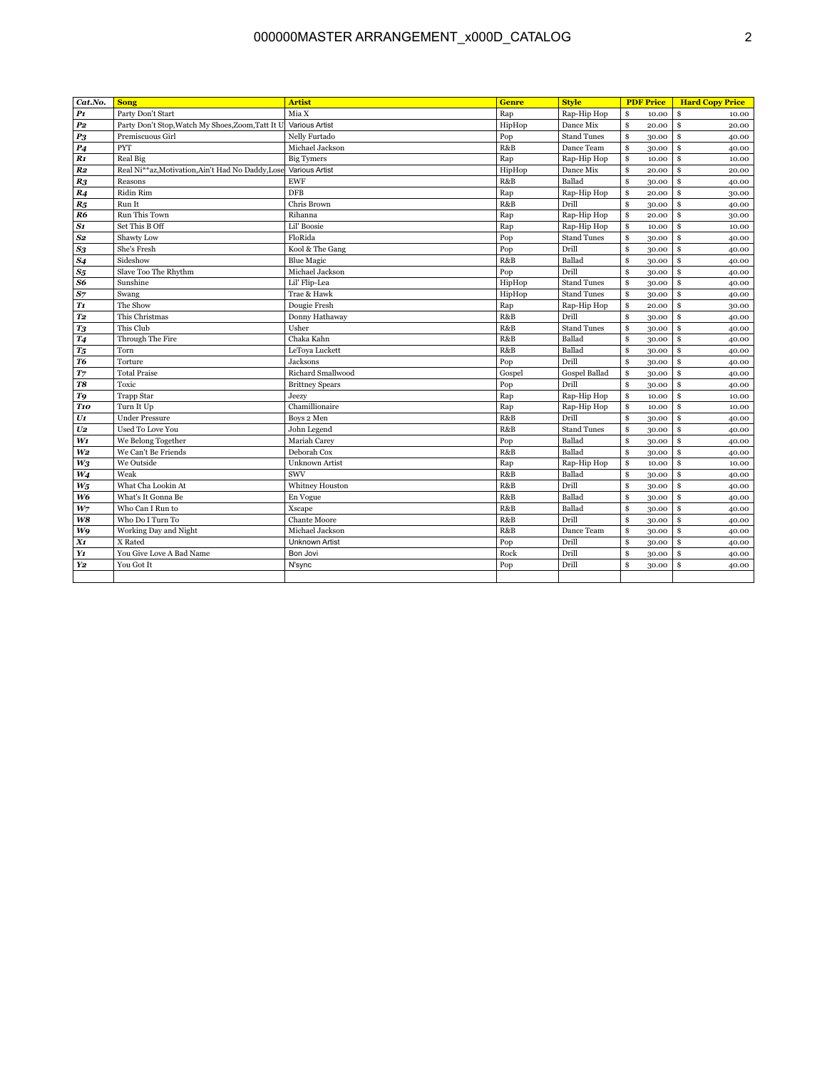| Cat.No. | Song | Artist | Genre | Style | PDF Price | Hard Copy Price |
|---|---|---|---|---|---|---|
| P1 | Party Don't Start | Mia X | Rap | Rap-Hip Hop | $ 10.00 | $ 10.00 |
| P2 | Party Don't Stop,Watch My Shoes,Zoom,Tatt It U | Various Artist | HipHop | Dance Mix | $ 20.00 | $ 20.00 |
| P3 | Premiscuous Girl | Nelly Furtado | Pop | Stand Tunes | $ 30.00 | $ 40.00 |
| P4 | PYT | Michael Jackson | R&B | Dance Team | $ 30.00 | $ 40.00 |
| R1 | Real Big | Big Tymers | Rap | Rap-Hip Hop | $ 10.00 | $ 10.00 |
| R2 | Real Ni**az,Motivation,Ain't Had No Daddy,Lose | Various Artist | HipHop | Dance Mix | $ 20.00 | $ 20.00 |
| R3 | Reasons | EWF | R&B | Ballad | $ 30.00 | $ 40.00 |
| R4 | Ridin Rim | DFB | Rap | Rap-Hip Hop | $ 20.00 | $ 30.00 |
| R5 | Run It | Chris Brown | R&B | Drill | $ 30.00 | $ 40.00 |
| R6 | Run This Town | Rihanna | Rap | Rap-Hip Hop | $ 20.00 | $ 30.00 |
| S1 | Set This B Off | Lil' Boosie | Rap | Rap-Hip Hop | $ 10.00 | $ 10.00 |
| S2 | Shawty Low | FloRida | Pop | Stand Tunes | $ 30.00 | $ 40.00 |
| S3 | She's Fresh | Kool & The Gang | Pop | Drill | $ 30.00 | $ 40.00 |
| S4 | Sideshow | Blue Magic | R&B | Ballad | $ 30.00 | $ 40.00 |
| S5 | Slave Too The Rhythm | Michael Jackson | Pop | Drill | $ 30.00 | $ 40.00 |
| S6 | Sunshine | Lil' Flip-Lea | HipHop | Stand Tunes | $ 30.00 | $ 40.00 |
| S7 | Swang | Trae & Hawk | HipHop | Stand Tunes | $ 30.00 | $ 40.00 |
| T1 | The Show | Dougie Fresh | Rap | Rap-Hip Hop | $ 20.00 | $ 30.00 |
| T2 | This Christmas | Donny Hathaway | R&B | Drill | $ 30.00 | $ 40.00 |
| T3 | This Club | Usher | R&B | Stand Tunes | $ 30.00 | $ 40.00 |
| T4 | Through The Fire | Chaka Kahn | R&B | Ballad | $ 30.00 | $ 40.00 |
| T5 | Torn | LeToya Luckett | R&B | Ballad | $ 30.00 | $ 40.00 |
| T6 | Torture | Jacksons | Pop | Drill | $ 30.00 | $ 40.00 |
| T7 | Total Praise | Richard Smallwood | Gospel | Gospel Ballad | $ 30.00 | $ 40.00 |
| T8 | Toxic | Brittney Spears | Pop | Drill | $ 30.00 | $ 40.00 |
| T9 | Trapp Star | Jeezy | Rap | Rap-Hip Hop | $ 10.00 | $ 10.00 |
| T10 | Turn It Up | Chamillionaire | Rap | Rap-Hip Hop | $ 10.00 | $ 10.00 |
| U1 | Under Pressure | Boys 2 Men | R&B | Drill | $ 30.00 | $ 40.00 |
| U2 | Used To Love You | John Legend | R&B | Stand Tunes | $ 30.00 | $ 40.00 |
| W1 | We Belong Together | Mariah Carey | Pop | Ballad | $ 30.00 | $ 40.00 |
| W2 | We Can't Be Friends | Deborah Cox | R&B | Ballad | $ 30.00 | $ 40.00 |
| W3 | We Outside | Unknown Artist | Rap | Rap-Hip Hop | $ 10.00 | $ 10.00 |
| W4 | Weak | SWV | R&B | Ballad | $ 30.00 | $ 40.00 |
| W5 | What Cha Lookin At | Whitney Houston | R&B | Drill | $ 30.00 | $ 40.00 |
| W6 | What's It Gonna Be | En Vogue | R&B | Ballad | $ 30.00 | $ 40.00 |
| W7 | Who Can I Run to | Xscape | R&B | Ballad | $ 30.00 | $ 40.00 |
| W8 | Who Do I Turn To | Chante Moore | R&B | Drill | $ 30.00 | $ 40.00 |
| W9 | Working Day and Night | Michael Jackson | R&B | Dance Team | $ 30.00 | $ 40.00 |
| X1 | X Rated | Unknown Artist | Pop | Drill | $ 30.00 | $ 40.00 |
| Y1 | You Give Love A Bad Name | Bon Jovi | Rock | Drill | $ 30.00 | $ 40.00 |
| Y2 | You Got It | N'sync | Pop | Drill | $ 30.00 | $ 40.00 |
| | | | | | | |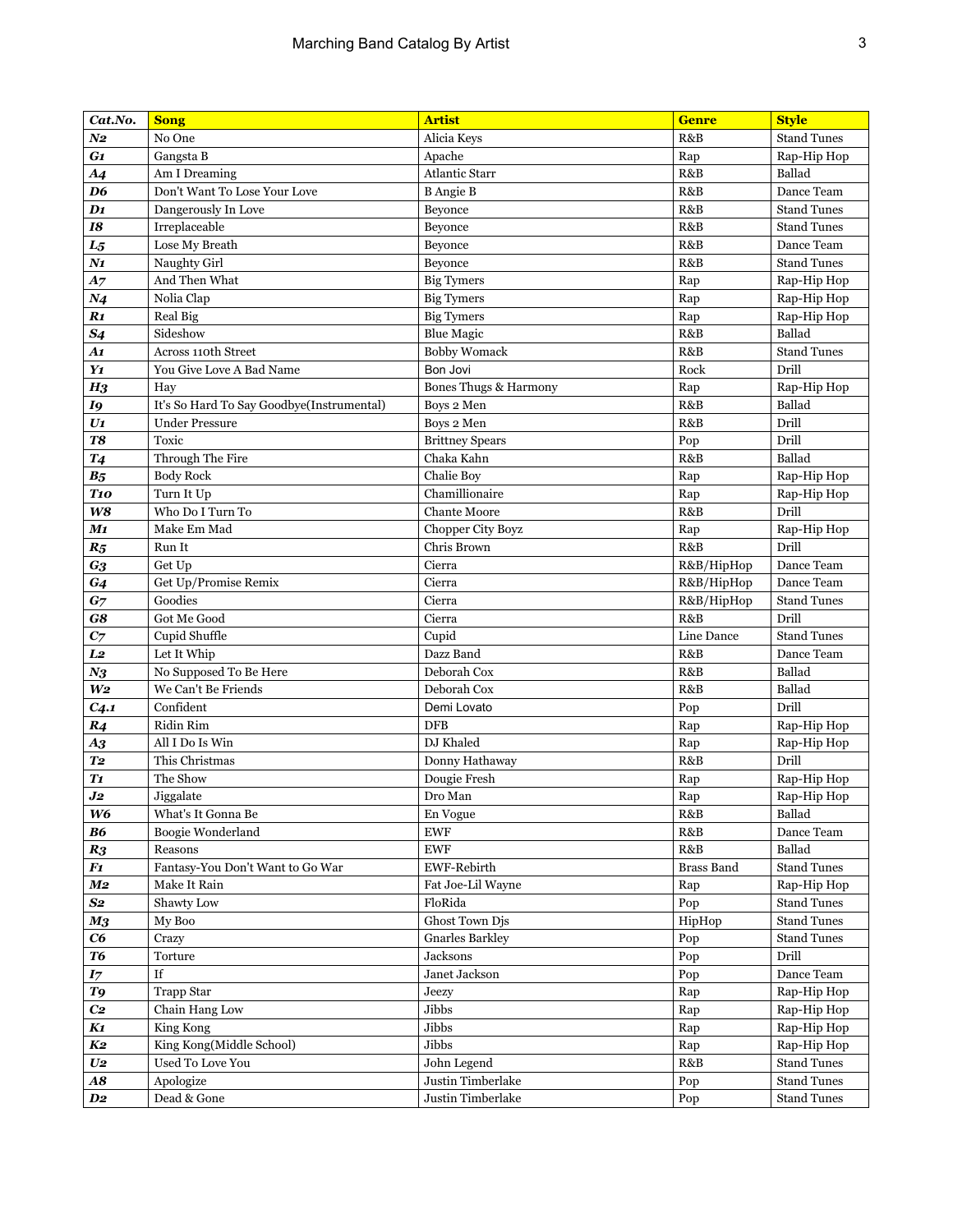| Cat.No. | Song | Artist | Genre | Style |
|---|---|---|---|---|
| N2 | No One | Alicia Keys | R&B | Stand Tunes |
| G1 | Gangsta B | Apache | Rap | Rap-Hip Hop |
| A4 | Am I Dreaming | Atlantic Starr | R&B | Ballad |
| D6 | Don't Want To Lose Your Love | B Angie B | R&B | Dance Team |
| D1 | Dangerously In Love | Beyonce | R&B | Stand Tunes |
| I8 | Irreplaceable | Beyonce | R&B | Stand Tunes |
| L5 | Lose My Breath | Beyonce | R&B | Dance Team |
| N1 | Naughty Girl | Beyonce | R&B | Stand Tunes |
| A7 | And Then What | Big Tymers | Rap | Rap-Hip Hop |
| N4 | Nolia Clap | Big Tymers | Rap | Rap-Hip Hop |
| R1 | Real Big | Big Tymers | Rap | Rap-Hip Hop |
| S4 | Sideshow | Blue Magic | R&B | Ballad |
| A1 | Across 110th Street | Bobby Womack | R&B | Stand Tunes |
| Y1 | You Give Love A Bad Name | Bon Jovi | Rock | Drill |
| H3 | Hay | Bones Thugs & Harmony | Rap | Rap-Hip Hop |
| I9 | It's So Hard To Say Goodbye(Instrumental) | Boys 2 Men | R&B | Ballad |
| U1 | Under Pressure | Boys 2 Men | R&B | Drill |
| T8 | Toxic | Brittney Spears | Pop | Drill |
| T4 | Through The Fire | Chaka Kahn | R&B | Ballad |
| B5 | Body Rock | Chalie Boy | Rap | Rap-Hip Hop |
| T10 | Turn It Up | Chamillionaire | Rap | Rap-Hip Hop |
| W8 | Who Do I Turn To | Chante Moore | R&B | Drill |
| M1 | Make Em Mad | Chopper City Boyz | Rap | Rap-Hip Hop |
| R5 | Run It | Chris Brown | R&B | Drill |
| G3 | Get Up | Cierra | R&B/HipHop | Dance Team |
| G4 | Get Up/Promise Remix | Cierra | R&B/HipHop | Dance Team |
| G7 | Goodies | Cierra | R&B/HipHop | Stand Tunes |
| G8 | Got Me Good | Cierra | R&B | Drill |
| C7 | Cupid Shuffle | Cupid | Line Dance | Stand Tunes |
| L2 | Let It Whip | Dazz Band | R&B | Dance Team |
| N3 | No Supposed To Be Here | Deborah Cox | R&B | Ballad |
| W2 | We Can't Be Friends | Deborah Cox | R&B | Ballad |
| C4.1 | Confident | Demi Lovato | Pop | Drill |
| R4 | Ridin Rim | DFB | Rap | Rap-Hip Hop |
| A3 | All I Do Is Win | DJ Khaled | Rap | Rap-Hip Hop |
| T2 | This Christmas | Donny Hathaway | R&B | Drill |
| T1 | The Show | Dougie Fresh | Rap | Rap-Hip Hop |
| J2 | Jiggalate | Dro Man | Rap | Rap-Hip Hop |
| W6 | What's It Gonna Be | En Vogue | R&B | Ballad |
| B6 | Boogie Wonderland | EWF | R&B | Dance Team |
| R3 | Reasons | EWF | R&B | Ballad |
| F1 | Fantasy-You Don't Want to Go War | EWF-Rebirth | Brass Band | Stand Tunes |
| M2 | Make It Rain | Fat Joe-Lil Wayne | Rap | Rap-Hip Hop |
| S2 | Shawty Low | FloRida | Pop | Stand Tunes |
| M3 | My Boo | Ghost Town Djs | HipHop | Stand Tunes |
| C6 | Crazy | Gnarles Barkley | Pop | Stand Tunes |
| T6 | Torture | Jacksons | Pop | Drill |
| I7 | If | Janet Jackson | Pop | Dance Team |
| T9 | Trapp Star | Jeezy | Rap | Rap-Hip Hop |
| C2 | Chain Hang Low | Jibbs | Rap | Rap-Hip Hop |
| K1 | King Kong | Jibbs | Rap | Rap-Hip Hop |
| K2 | King Kong(Middle School) | Jibbs | Rap | Rap-Hip Hop |
| U2 | Used To Love You | John Legend | R&B | Stand Tunes |
| A8 | Apologize | Justin Timberlake | Pop | Stand Tunes |
| D2 | Dead & Gone | Justin Timberlake | Pop | Stand Tunes |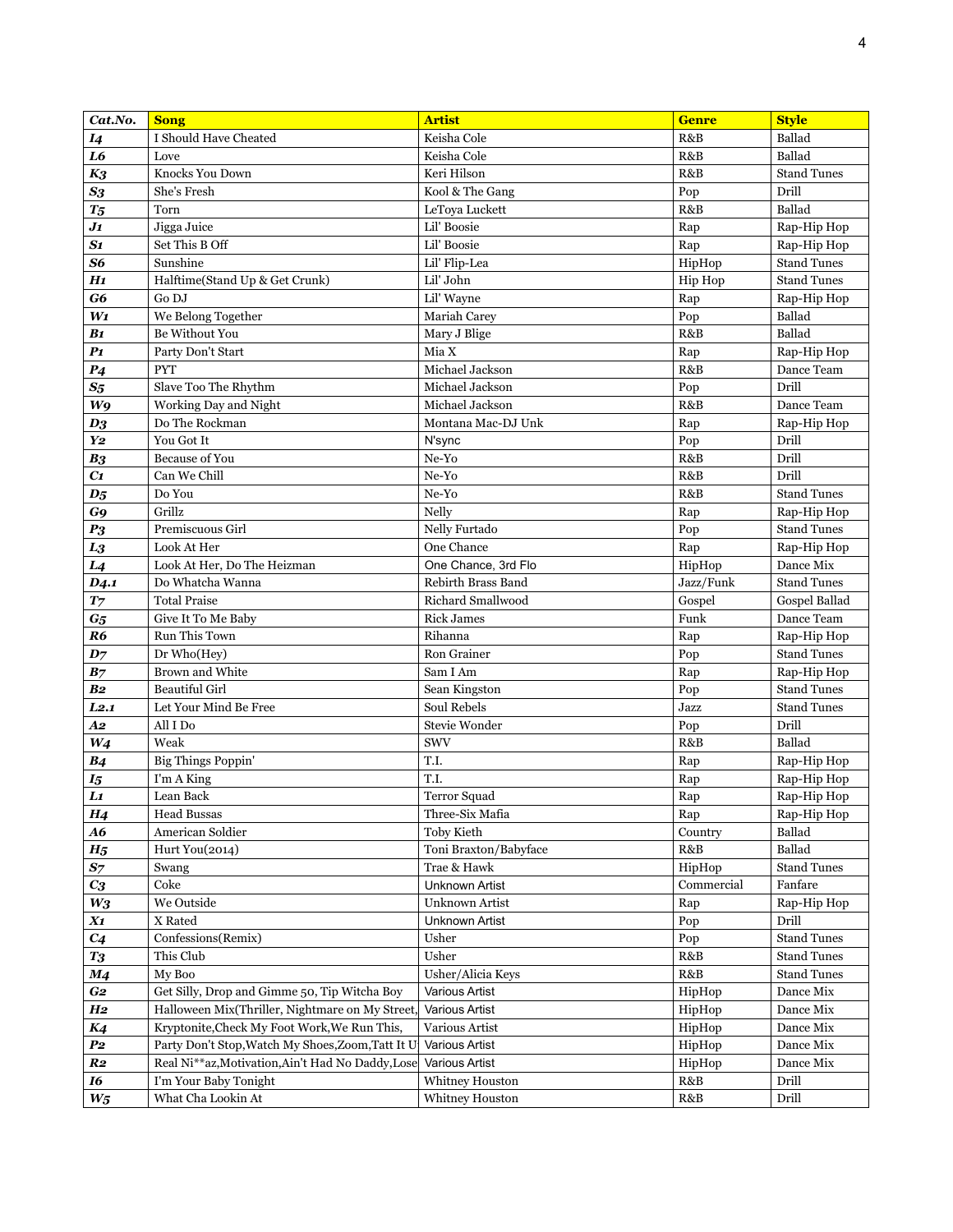| Cat.No. | Song | Artist | Genre | Style |
|---|---|---|---|---|
| I4 | I Should Have Cheated | Keisha Cole | R&B | Ballad |
| L6 | Love | Keisha Cole | R&B | Ballad |
| K3 | Knocks You Down | Keri Hilson | R&B | Stand Tunes |
| S3 | She's Fresh | Kool & The Gang | Pop | Drill |
| T5 | Torn | LeToya Luckett | R&B | Ballad |
| J1 | Jigga Juice | Lil' Boosie | Rap | Rap-Hip Hop |
| S1 | Set This B Off | Lil' Boosie | Rap | Rap-Hip Hop |
| S6 | Sunshine | Lil' Flip-Lea | HipHop | Stand Tunes |
| H1 | Halftime(Stand Up & Get Crunk) | Lil' John | Hip Hop | Stand Tunes |
| G6 | Go DJ | Lil' Wayne | Rap | Rap-Hip Hop |
| W1 | We Belong Together | Mariah Carey | Pop | Ballad |
| B1 | Be Without You | Mary J Blige | R&B | Ballad |
| P1 | Party Don't Start | Mia X | Rap | Rap-Hip Hop |
| P4 | PYT | Michael Jackson | R&B | Dance Team |
| S5 | Slave Too The Rhythm | Michael Jackson | Pop | Drill |
| W9 | Working Day and Night | Michael Jackson | R&B | Dance Team |
| D3 | Do The Rockman | Montana Mac-DJ Unk | Rap | Rap-Hip Hop |
| Y2 | You Got It | N'sync | Pop | Drill |
| B3 | Because of You | Ne-Yo | R&B | Drill |
| C1 | Can We Chill | Ne-Yo | R&B | Drill |
| D5 | Do You | Ne-Yo | R&B | Stand Tunes |
| G9 | Grillz | Nelly | Rap | Rap-Hip Hop |
| P3 | Premiscuous Girl | Nelly Furtado | Pop | Stand Tunes |
| L3 | Look At Her | One Chance | Rap | Rap-Hip Hop |
| L4 | Look At Her, Do The Heizman | One Chance, 3rd Flo | HipHop | Dance Mix |
| D4.1 | Do Whatcha Wanna | Rebirth Brass Band | Jazz/Funk | Stand Tunes |
| T7 | Total Praise | Richard Smallwood | Gospel | Gospel Ballad |
| G5 | Give It To Me Baby | Rick James | Funk | Dance Team |
| R6 | Run This Town | Rihanna | Rap | Rap-Hip Hop |
| D7 | Dr Who(Hey) | Ron Grainer | Pop | Stand Tunes |
| B7 | Brown and White | Sam I Am | Rap | Rap-Hip Hop |
| B2 | Beautiful Girl | Sean Kingston | Pop | Stand Tunes |
| L2.1 | Let Your Mind Be Free | Soul Rebels | Jazz | Stand Tunes |
| A2 | All I Do | Stevie Wonder | Pop | Drill |
| W4 | Weak | SWV | R&B | Ballad |
| B4 | Big Things Poppin' | T.I. | Rap | Rap-Hip Hop |
| I5 | I'm A King | T.I. | Rap | Rap-Hip Hop |
| L1 | Lean Back | Terror Squad | Rap | Rap-Hip Hop |
| H4 | Head Bussas | Three-Six Mafia | Rap | Rap-Hip Hop |
| A6 | American Soldier | Toby Kieth | Country | Ballad |
| H5 | Hurt You(2014) | Toni Braxton/Babyface | R&B | Ballad |
| S7 | Swang | Trae & Hawk | HipHop | Stand Tunes |
| C3 | Coke | Unknown Artist | Commercial | Fanfare |
| W3 | We Outside | Unknown Artist | Rap | Rap-Hip Hop |
| X1 | X Rated | Unknown Artist | Pop | Drill |
| C4 | Confessions(Remix) | Usher | Pop | Stand Tunes |
| T3 | This Club | Usher | R&B | Stand Tunes |
| M4 | My Boo | Usher/Alicia Keys | R&B | Stand Tunes |
| G2 | Get Silly, Drop and Gimme 50, Tip Witcha Boy | Various Artist | HipHop | Dance Mix |
| H2 | Halloween Mix(Thriller, Nightmare on My Street, | Various Artist | HipHop | Dance Mix |
| K4 | Kryptonite,Check My Foot Work,We Run This, | Various Artist | HipHop | Dance Mix |
| P2 | Party Don't Stop,Watch My Shoes,Zoom,Tatt It U | Various Artist | HipHop | Dance Mix |
| R2 | Real Ni**az,Motivation,Ain't Had No Daddy,Lose | Various Artist | HipHop | Dance Mix |
| I6 | I'm Your Baby Tonight | Whitney Houston | R&B | Drill |
| W5 | What Cha Lookin At | Whitney Houston | R&B | Drill |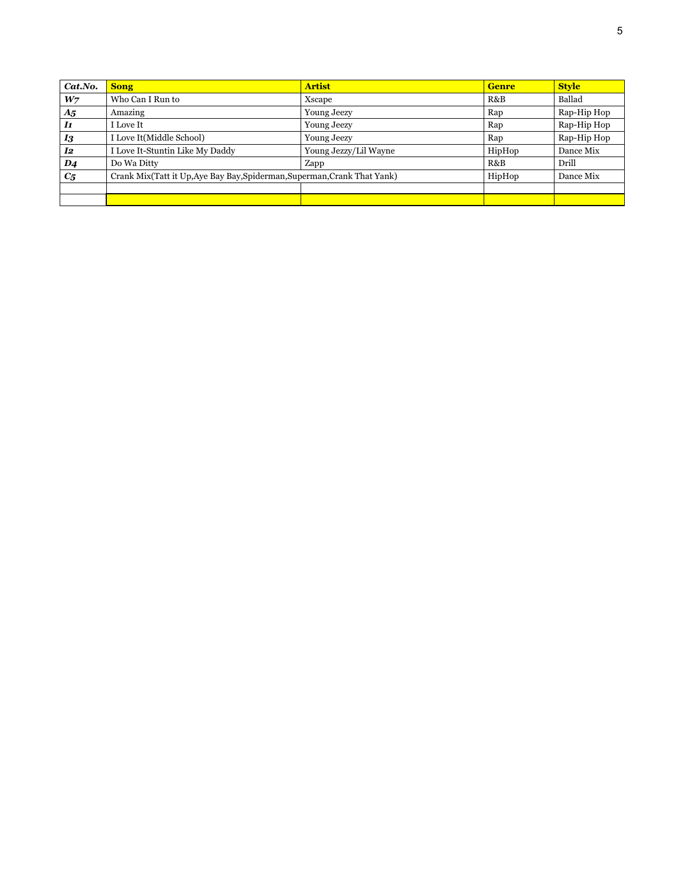| *Cat.No.* | **Song** | **Artist** | **Genre** | **Style** |
|---|---|---|---|---|
| ***W7*** | Who Can I Run to | Xscape | R&B | Ballad |
| ***A5*** | Amazing | Young Jeezy | Rap | Rap-Hip Hop |
| ***I1*** | I Love It | Young Jeezy | Rap | Rap-Hip Hop |
| ***I3*** | I Love It(Middle School) | Young Jeezy | Rap | Rap-Hip Hop |
| ***I2*** | I Love It-Stuntin Like My Daddy | Young Jezzy/Lil Wayne | HipHop | Dance Mix |
| ***D4*** | Do Wa Ditty | Zapp | R&B | Drill |
| ***C5*** | Crank Mix(Tatt it Up,Aye Bay Bay,Spiderman,Superman,Crank That Yank) | | HipHop | Dance Mix |
| | | | | |
| | | | | |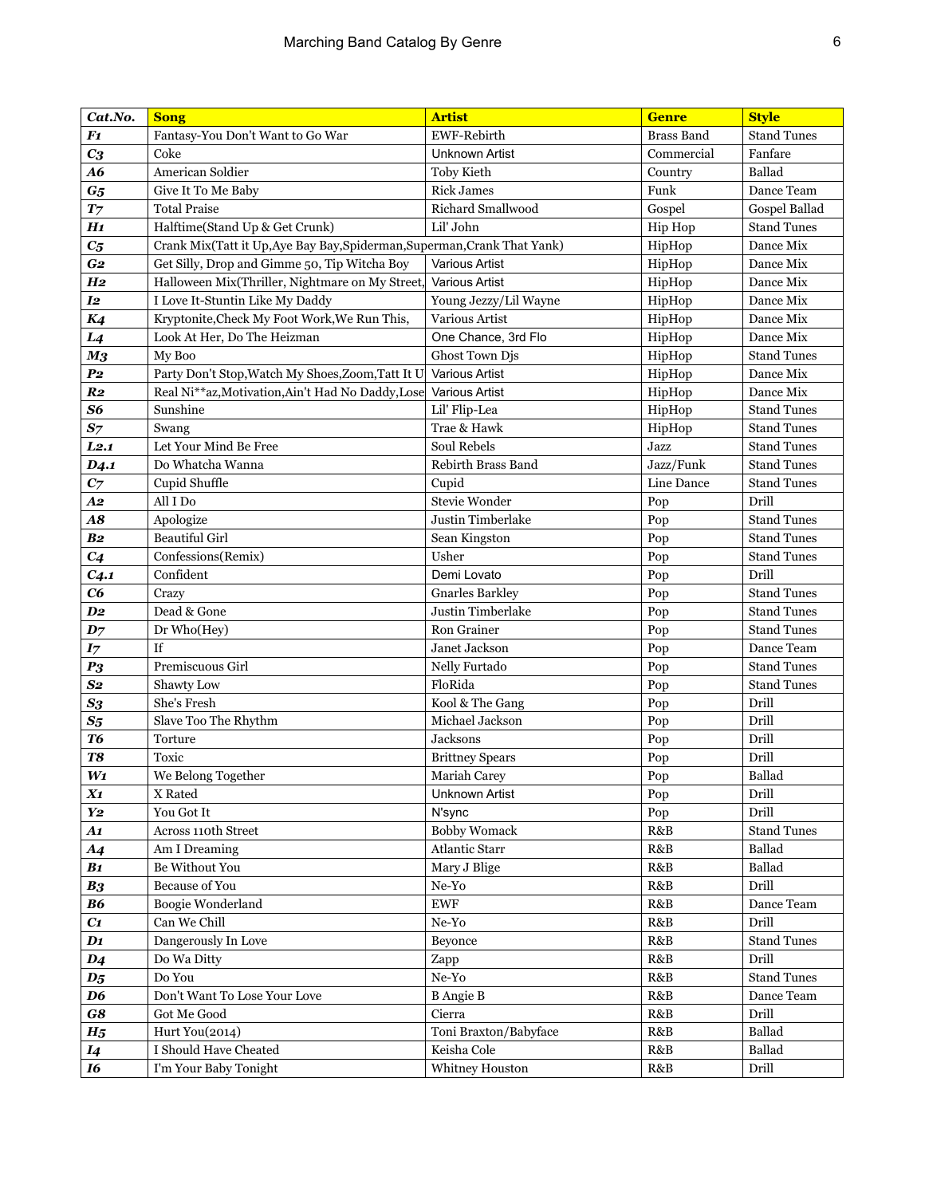| Cat.No. | Song | Artist | Genre | Style |
|---|---|---|---|---|
| F1 | Fantasy-You Don't Want to Go War | EWF-Rebirth | Brass Band | Stand Tunes |
| C3 | Coke | Unknown Artist | Commercial | Fanfare |
| A6 | American Soldier | Toby Kieth | Country | Ballad |
| G5 | Give It To Me Baby | Rick James | Funk | Dance Team |
| T7 | Total Praise | Richard Smallwood | Gospel | Gospel Ballad |
| H1 | Halftime(Stand Up & Get Crunk) | Lil' John | Hip Hop | Stand Tunes |
| C5 | Crank Mix(Tatt it Up,Aye Bay Bay,Spiderman,Superman,Crank That Yank) | | HipHop | Dance Mix |
| G2 | Get Silly, Drop and Gimme 50, Tip Witcha Boy | Various Artist | HipHop | Dance Mix |
| H2 | Halloween Mix(Thriller, Nightmare on My Street, | Various Artist | HipHop | Dance Mix |
| I2 | I Love It-Stuntin Like My Daddy | Young Jezzy/Lil Wayne | HipHop | Dance Mix |
| K4 | Kryptonite,Check My Foot Work,We Run This, | Various Artist | HipHop | Dance Mix |
| L4 | Look At Her, Do The Heizman | One Chance, 3rd Flo | HipHop | Dance Mix |
| M3 | My Boo | Ghost Town Djs | HipHop | Stand Tunes |
| P2 | Party Don't Stop,Watch My Shoes,Zoom,Tatt It U | Various Artist | HipHop | Dance Mix |
| R2 | Real Ni**az,Motivation,Ain't Had No Daddy,Lose | Various Artist | HipHop | Dance Mix |
| S6 | Sunshine | Lil' Flip-Lea | HipHop | Stand Tunes |
| S7 | Swang | Trae & Hawk | HipHop | Stand Tunes |
| L2.1 | Let Your Mind Be Free | Soul Rebels | Jazz | Stand Tunes |
| D4.1 | Do Whatcha Wanna | Rebirth Brass Band | Jazz/Funk | Stand Tunes |
| C7 | Cupid Shuffle | Cupid | Line Dance | Stand Tunes |
| A2 | All I Do | Stevie Wonder | Pop | Drill |
| A8 | Apologize | Justin Timberlake | Pop | Stand Tunes |
| B2 | Beautiful Girl | Sean Kingston | Pop | Stand Tunes |
| C4 | Confessions(Remix) | Usher | Pop | Stand Tunes |
| C4.1 | Confident | Demi Lovato | Pop | Drill |
| C6 | Crazy | Gnarles Barkley | Pop | Stand Tunes |
| D2 | Dead & Gone | Justin Timberlake | Pop | Stand Tunes |
| D7 | Dr Who(Hey) | Ron Grainer | Pop | Stand Tunes |
| I7 | If | Janet Jackson | Pop | Dance Team |
| P3 | Premiscuous Girl | Nelly Furtado | Pop | Stand Tunes |
| S2 | Shawty Low | FloRida | Pop | Stand Tunes |
| S3 | She's Fresh | Kool & The Gang | Pop | Drill |
| S5 | Slave Too The Rhythm | Michael Jackson | Pop | Drill |
| T6 | Torture | Jacksons | Pop | Drill |
| T8 | Toxic | Brittney Spears | Pop | Drill |
| W1 | We Belong Together | Mariah Carey | Pop | Ballad |
| X1 | X Rated | Unknown Artist | Pop | Drill |
| Y2 | You Got It | N'sync | Pop | Drill |
| A1 | Across 110th Street | Bobby Womack | R&B | Stand Tunes |
| A4 | Am I Dreaming | Atlantic Starr | R&B | Ballad |
| B1 | Be Without You | Mary J Blige | R&B | Ballad |
| B3 | Because of You | Ne-Yo | R&B | Drill |
| B6 | Boogie Wonderland | EWF | R&B | Dance Team |
| C1 | Can We Chill | Ne-Yo | R&B | Drill |
| D1 | Dangerously In Love | Beyonce | R&B | Stand Tunes |
| D4 | Do Wa Ditty | Zapp | R&B | Drill |
| D5 | Do You | Ne-Yo | R&B | Stand Tunes |
| D6 | Don't Want To Lose Your Love | B Angie B | R&B | Dance Team |
| G8 | Got Me Good | Cierra | R&B | Drill |
| H5 | Hurt You(2014) | Toni Braxton/Babyface | R&B | Ballad |
| I4 | I Should Have Cheated | Keisha Cole | R&B | Ballad |
| I6 | I'm Your Baby Tonight | Whitney Houston | R&B | Drill |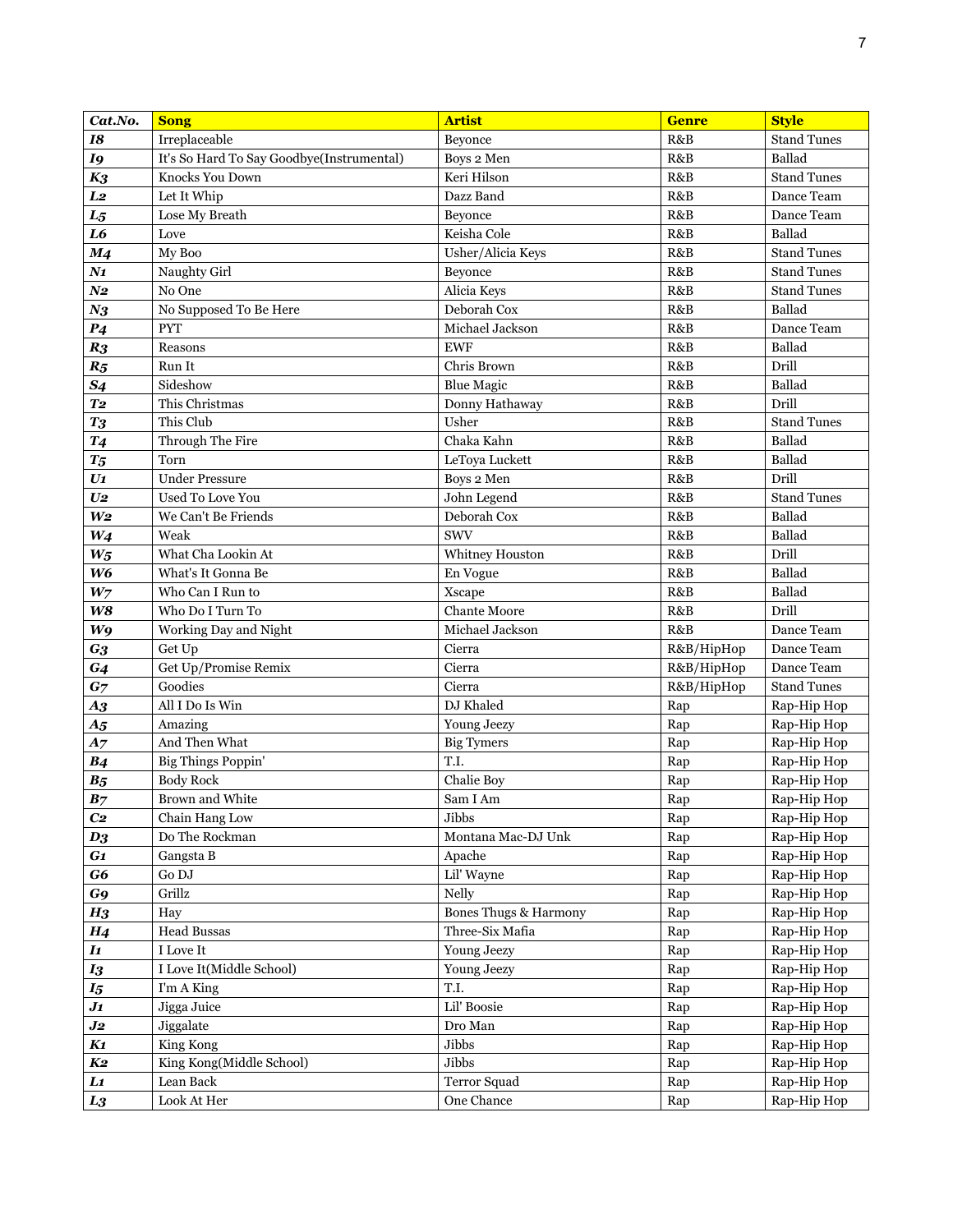| Cat.No. | Song | Artist | Genre | Style |
|---|---|---|---|---|
| I8 | Irreplaceable | Beyonce | R&B | Stand Tunes |
| I9 | It's So Hard To Say Goodbye(Instrumental) | Boys 2 Men | R&B | Ballad |
| K3 | Knocks You Down | Keri Hilson | R&B | Stand Tunes |
| L2 | Let It Whip | Dazz Band | R&B | Dance Team |
| L5 | Lose My Breath | Beyonce | R&B | Dance Team |
| L6 | Love | Keisha Cole | R&B | Ballad |
| M4 | My Boo | Usher/Alicia Keys | R&B | Stand Tunes |
| N1 | Naughty Girl | Beyonce | R&B | Stand Tunes |
| N2 | No One | Alicia Keys | R&B | Stand Tunes |
| N3 | No Supposed To Be Here | Deborah Cox | R&B | Ballad |
| P4 | PYT | Michael Jackson | R&B | Dance Team |
| R3 | Reasons | EWF | R&B | Ballad |
| R5 | Run It | Chris Brown | R&B | Drill |
| S4 | Sideshow | Blue Magic | R&B | Ballad |
| T2 | This Christmas | Donny Hathaway | R&B | Drill |
| T3 | This Club | Usher | R&B | Stand Tunes |
| T4 | Through The Fire | Chaka Kahn | R&B | Ballad |
| T5 | Torn | LeToya Luckett | R&B | Ballad |
| U1 | Under Pressure | Boys 2 Men | R&B | Drill |
| U2 | Used To Love You | John Legend | R&B | Stand Tunes |
| W2 | We Can't Be Friends | Deborah Cox | R&B | Ballad |
| W4 | Weak | SWV | R&B | Ballad |
| W5 | What Cha Lookin At | Whitney Houston | R&B | Drill |
| W6 | What's It Gonna Be | En Vogue | R&B | Ballad |
| W7 | Who Can I Run to | Xscape | R&B | Ballad |
| W8 | Who Do I Turn To | Chante Moore | R&B | Drill |
| W9 | Working Day and Night | Michael Jackson | R&B | Dance Team |
| G3 | Get Up | Cierra | R&B/HipHop | Dance Team |
| G4 | Get Up/Promise Remix | Cierra | R&B/HipHop | Dance Team |
| G7 | Goodies | Cierra | R&B/HipHop | Stand Tunes |
| A3 | All I Do Is Win | DJ Khaled | Rap | Rap-Hip Hop |
| A5 | Amazing | Young Jeezy | Rap | Rap-Hip Hop |
| A7 | And Then What | Big Tymers | Rap | Rap-Hip Hop |
| B4 | Big Things Poppin' | T.I. | Rap | Rap-Hip Hop |
| B5 | Body Rock | Chalie Boy | Rap | Rap-Hip Hop |
| B7 | Brown and White | Sam I Am | Rap | Rap-Hip Hop |
| C2 | Chain Hang Low | Jibbs | Rap | Rap-Hip Hop |
| D3 | Do The Rockman | Montana Mac-DJ Unk | Rap | Rap-Hip Hop |
| G1 | Gangsta B | Apache | Rap | Rap-Hip Hop |
| G6 | Go DJ | Lil' Wayne | Rap | Rap-Hip Hop |
| G9 | Grillz | Nelly | Rap | Rap-Hip Hop |
| H3 | Hay | Bones Thugs & Harmony | Rap | Rap-Hip Hop |
| H4 | Head Bussas | Three-Six Mafia | Rap | Rap-Hip Hop |
| I1 | I Love It | Young Jeezy | Rap | Rap-Hip Hop |
| I3 | I Love It(Middle School) | Young Jeezy | Rap | Rap-Hip Hop |
| I5 | I'm A King | T.I. | Rap | Rap-Hip Hop |
| J1 | Jigga Juice | Lil' Boosie | Rap | Rap-Hip Hop |
| J2 | Jiggalate | Dro Man | Rap | Rap-Hip Hop |
| K1 | King Kong | Jibbs | Rap | Rap-Hip Hop |
| K2 | King Kong(Middle School) | Jibbs | Rap | Rap-Hip Hop |
| L1 | Lean Back | Terror Squad | Rap | Rap-Hip Hop |
| L3 | Look At Her | One Chance | Rap | Rap-Hip Hop |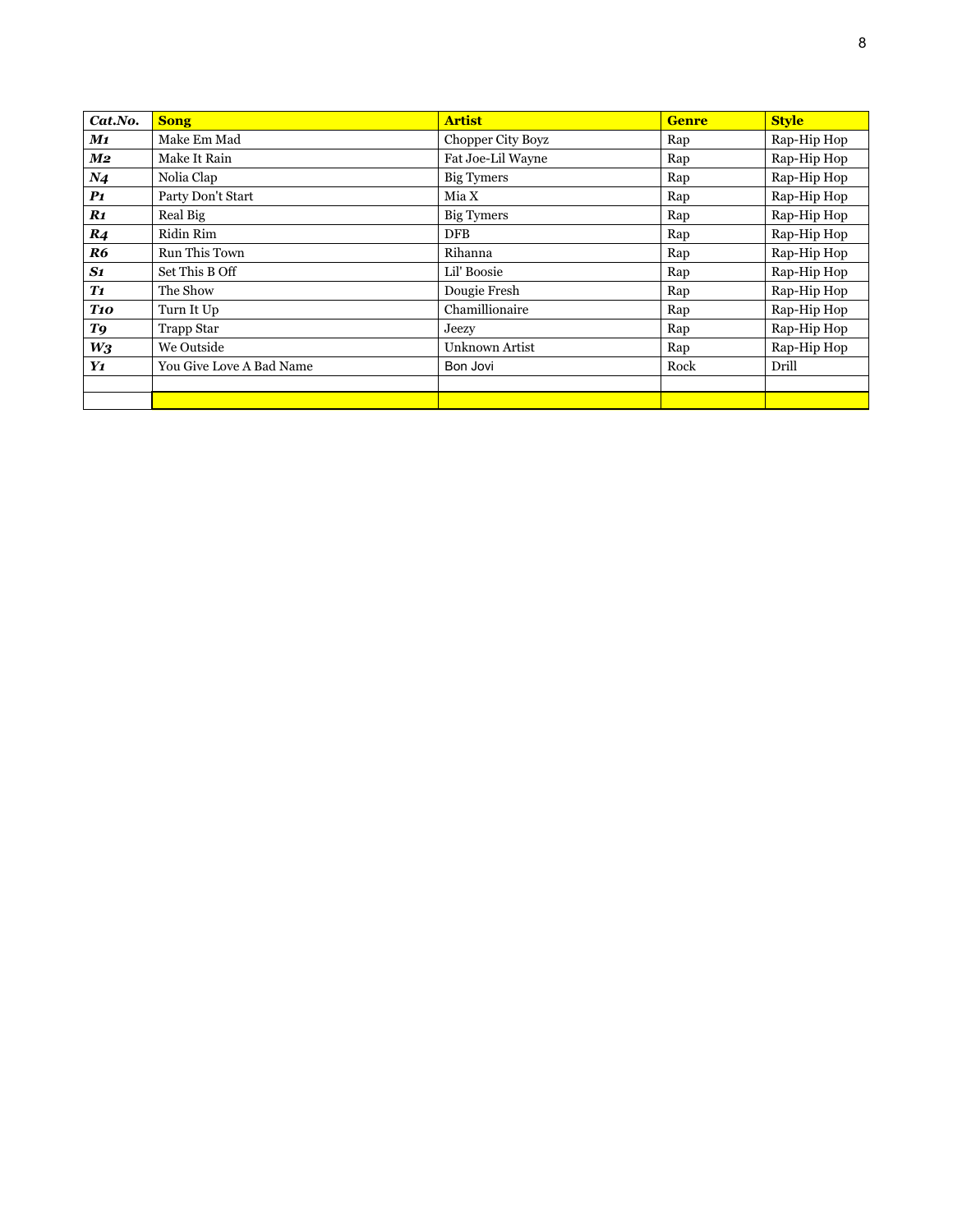| ***Cat.No.*** | **Song** | **Artist** | **Genre** | **Style** |
|---|---|---|---|---|
| ***M1*** | Make Em Mad | Chopper City Boyz | Rap | Rap-Hip Hop |
| ***M2*** | Make It Rain | Fat Joe-Lil Wayne | Rap | Rap-Hip Hop |
| ***N4*** | Nolia Clap | Big Tymers | Rap | Rap-Hip Hop |
| ***P1*** | Party Don't Start | Mia X | Rap | Rap-Hip Hop |
| ***R1*** | Real Big | Big Tymers | Rap | Rap-Hip Hop |
| ***R4*** | Ridin Rim | DFB | Rap | Rap-Hip Hop |
| ***R6*** | Run This Town | Rihanna | Rap | Rap-Hip Hop |
| ***S1*** | Set This B Off | Lil' Boosie | Rap | Rap-Hip Hop |
| ***T1*** | The Show | Dougie Fresh | Rap | Rap-Hip Hop |
| ***T10*** | Turn It Up | Chamillionaire | Rap | Rap-Hip Hop |
| ***T9*** | Trapp Star | Jeezy | Rap | Rap-Hip Hop |
| ***W3*** | We Outside | Unknown Artist | Rap | Rap-Hip Hop |
| ***Y1*** | You Give Love A Bad Name | Bon Jovi | Rock | Drill |
| | | | | |
| | | | | |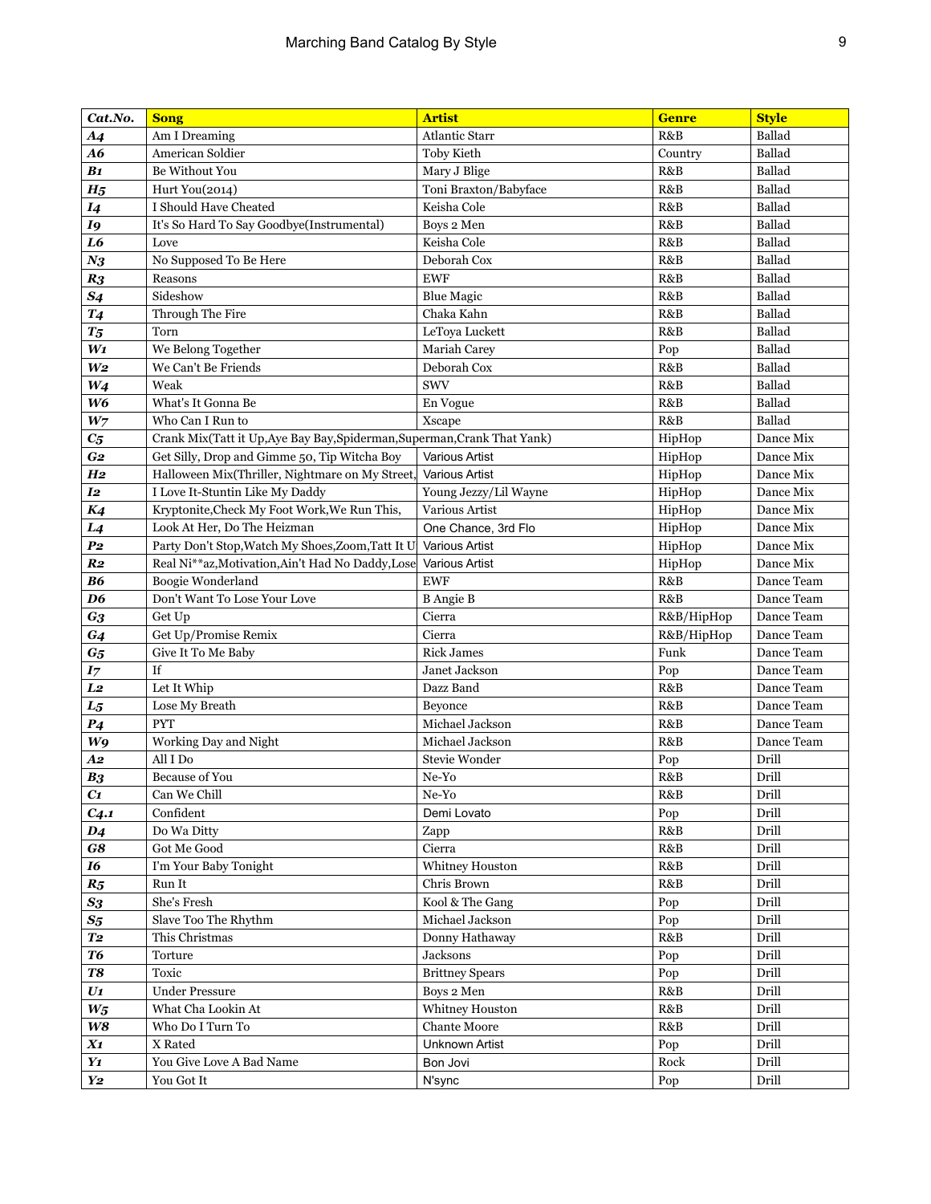| Cat.No. | Song | Artist | Genre | Style |
|---|---|---|---|---|
| A4 | Am I Dreaming | Atlantic Starr | R&B | Ballad |
| A6 | American Soldier | Toby Kieth | Country | Ballad |
| B1 | Be Without You | Mary J Blige | R&B | Ballad |
| H5 | Hurt You(2014) | Toni Braxton/Babyface | R&B | Ballad |
| I4 | I Should Have Cheated | Keisha Cole | R&B | Ballad |
| I9 | It's So Hard To Say Goodbye(Instrumental) | Boys 2 Men | R&B | Ballad |
| L6 | Love | Keisha Cole | R&B | Ballad |
| N3 | No Supposed To Be Here | Deborah Cox | R&B | Ballad |
| R3 | Reasons | EWF | R&B | Ballad |
| S4 | Sideshow | Blue Magic | R&B | Ballad |
| T4 | Through The Fire | Chaka Kahn | R&B | Ballad |
| T5 | Torn | LeToya Luckett | R&B | Ballad |
| W1 | We Belong Together | Mariah Carey | Pop | Ballad |
| W2 | We Can't Be Friends | Deborah Cox | R&B | Ballad |
| W4 | Weak | SWV | R&B | Ballad |
| W6 | What's It Gonna Be | En Vogue | R&B | Ballad |
| W7 | Who Can I Run to | Xscape | R&B | Ballad |
| C5 | Crank Mix(Tatt it Up,Aye Bay Bay,Spiderman,Superman,Crank That Yank) | | HipHop | Dance Mix |
| G2 | Get Silly, Drop and Gimme 50, Tip Witcha Boy | Various Artist | HipHop | Dance Mix |
| H2 | Halloween Mix(Thriller, Nightmare on My Street, | Various Artist | HipHop | Dance Mix |
| I2 | I Love It-Stuntin Like My Daddy | Young Jezzy/Lil Wayne | HipHop | Dance Mix |
| K4 | Kryptonite,Check My Foot Work,We Run This, | Various Artist | HipHop | Dance Mix |
| L4 | Look At Her, Do The Heizman | One Chance, 3rd Flo | HipHop | Dance Mix |
| P2 | Party Don't Stop,Watch My Shoes,Zoom,Tatt It U | Various Artist | HipHop | Dance Mix |
| R2 | Real Ni**az,Motivation,Ain't Had No Daddy,Lose | Various Artist | HipHop | Dance Mix |
| B6 | Boogie Wonderland | EWF | R&B | Dance Team |
| D6 | Don't Want To Lose Your Love | B Angie B | R&B | Dance Team |
| G3 | Get Up | Cierra | R&B/HipHop | Dance Team |
| G4 | Get Up/Promise Remix | Cierra | R&B/HipHop | Dance Team |
| G5 | Give It To Me Baby | Rick James | Funk | Dance Team |
| I7 | If | Janet Jackson | Pop | Dance Team |
| L2 | Let It Whip | Dazz Band | R&B | Dance Team |
| L5 | Lose My Breath | Beyonce | R&B | Dance Team |
| P4 | PYT | Michael Jackson | R&B | Dance Team |
| W9 | Working Day and Night | Michael Jackson | R&B | Dance Team |
| A2 | All I Do | Stevie Wonder | Pop | Drill |
| B3 | Because of You | Ne-Yo | R&B | Drill |
| C1 | Can We Chill | Ne-Yo | R&B | Drill |
| C4.1 | Confident | Demi Lovato | Pop | Drill |
| D4 | Do Wa Ditty | Zapp | R&B | Drill |
| G8 | Got Me Good | Cierra | R&B | Drill |
| I6 | I'm Your Baby Tonight | Whitney Houston | R&B | Drill |
| R5 | Run It | Chris Brown | R&B | Drill |
| S3 | She's Fresh | Kool & The Gang | Pop | Drill |
| S5 | Slave Too The Rhythm | Michael Jackson | Pop | Drill |
| T2 | This Christmas | Donny Hathaway | R&B | Drill |
| T6 | Torture | Jacksons | Pop | Drill |
| T8 | Toxic | Brittney Spears | Pop | Drill |
| U1 | Under Pressure | Boys 2 Men | R&B | Drill |
| W5 | What Cha Lookin At | Whitney Houston | R&B | Drill |
| W8 | Who Do I Turn To | Chante Moore | R&B | Drill |
| X1 | X Rated | Unknown Artist | Pop | Drill |
| Y1 | You Give Love A Bad Name | Bon Jovi | Rock | Drill |
| Y2 | You Got It | N'sync | Pop | Drill |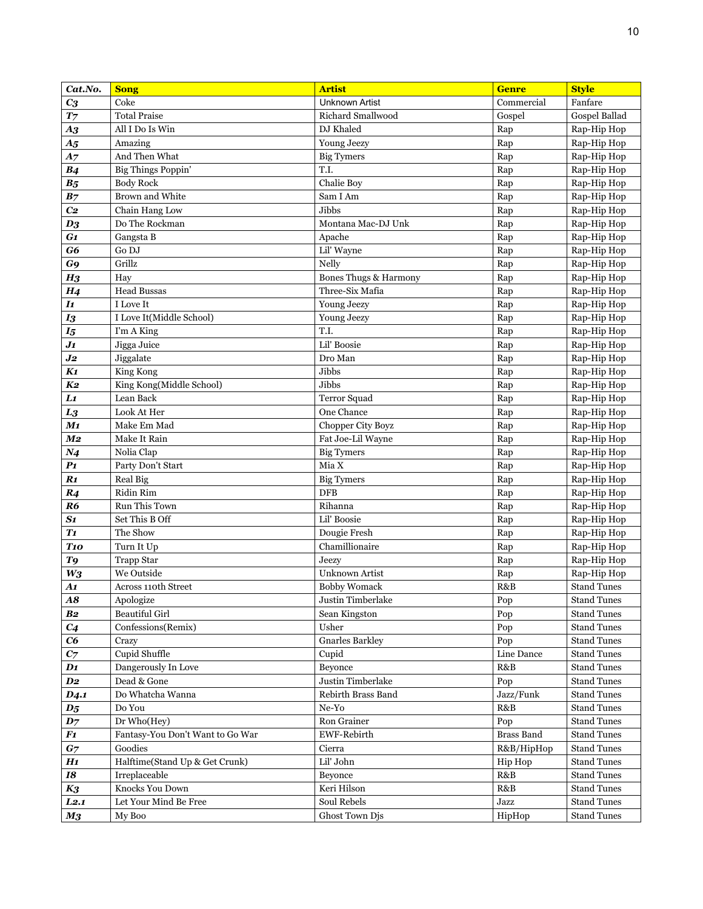| Cat.No. | Song | Artist | Genre | Style |
|---|---|---|---|---|
| C3 | Coke | Unknown Artist | Commercial | Fanfare |
| T7 | Total Praise | Richard Smallwood | Gospel | Gospel Ballad |
| A3 | All I Do Is Win | DJ Khaled | Rap | Rap-Hip Hop |
| A5 | Amazing | Young Jeezy | Rap | Rap-Hip Hop |
| A7 | And Then What | Big Tymers | Rap | Rap-Hip Hop |
| B4 | Big Things Poppin' | T.I. | Rap | Rap-Hip Hop |
| B5 | Body Rock | Chalie Boy | Rap | Rap-Hip Hop |
| B7 | Brown and White | Sam I Am | Rap | Rap-Hip Hop |
| C2 | Chain Hang Low | Jibbs | Rap | Rap-Hip Hop |
| D3 | Do The Rockman | Montana Mac-DJ Unk | Rap | Rap-Hip Hop |
| G1 | Gangsta B | Apache | Rap | Rap-Hip Hop |
| G6 | Go DJ | Lil' Wayne | Rap | Rap-Hip Hop |
| G9 | Grillz | Nelly | Rap | Rap-Hip Hop |
| H3 | Hay | Bones Thugs & Harmony | Rap | Rap-Hip Hop |
| H4 | Head Bussas | Three-Six Mafia | Rap | Rap-Hip Hop |
| I1 | I Love It | Young Jeezy | Rap | Rap-Hip Hop |
| I3 | I Love It(Middle School) | Young Jeezy | Rap | Rap-Hip Hop |
| I5 | I'm A King | T.I. | Rap | Rap-Hip Hop |
| J1 | Jigga Juice | Lil' Boosie | Rap | Rap-Hip Hop |
| J2 | Jiggalate | Dro Man | Rap | Rap-Hip Hop |
| K1 | King Kong | Jibbs | Rap | Rap-Hip Hop |
| K2 | King Kong(Middle School) | Jibbs | Rap | Rap-Hip Hop |
| L1 | Lean Back | Terror Squad | Rap | Rap-Hip Hop |
| L3 | Look At Her | One Chance | Rap | Rap-Hip Hop |
| M1 | Make Em Mad | Chopper City Boyz | Rap | Rap-Hip Hop |
| M2 | Make It Rain | Fat Joe-Lil Wayne | Rap | Rap-Hip Hop |
| N4 | Nolia Clap | Big Tymers | Rap | Rap-Hip Hop |
| P1 | Party Don't Start | Mia X | Rap | Rap-Hip Hop |
| R1 | Real Big | Big Tymers | Rap | Rap-Hip Hop |
| R4 | Ridin Rim | DFB | Rap | Rap-Hip Hop |
| R6 | Run This Town | Rihanna | Rap | Rap-Hip Hop |
| S1 | Set This B Off | Lil' Boosie | Rap | Rap-Hip Hop |
| T1 | The Show | Dougie Fresh | Rap | Rap-Hip Hop |
| T10 | Turn It Up | Chamillionaire | Rap | Rap-Hip Hop |
| T9 | Trapp Star | Jeezy | Rap | Rap-Hip Hop |
| W3 | We Outside | Unknown Artist | Rap | Rap-Hip Hop |
| A1 | Across 110th Street | Bobby Womack | R&B | Stand Tunes |
| A8 | Apologize | Justin Timberlake | Pop | Stand Tunes |
| B2 | Beautiful Girl | Sean Kingston | Pop | Stand Tunes |
| C4 | Confessions(Remix) | Usher | Pop | Stand Tunes |
| C6 | Crazy | Gnarles Barkley | Pop | Stand Tunes |
| C7 | Cupid Shuffle | Cupid | Line Dance | Stand Tunes |
| D1 | Dangerously In Love | Beyonce | R&B | Stand Tunes |
| D2 | Dead & Gone | Justin Timberlake | Pop | Stand Tunes |
| D4.1 | Do Whatcha Wanna | Rebirth Brass Band | Jazz/Funk | Stand Tunes |
| D5 | Do You | Ne-Yo | R&B | Stand Tunes |
| D7 | Dr Who(Hey) | Ron Grainer | Pop | Stand Tunes |
| F1 | Fantasy-You Don't Want to Go War | EWF-Rebirth | Brass Band | Stand Tunes |
| G7 | Goodies | Cierra | R&B/HipHop | Stand Tunes |
| H1 | Halftime(Stand Up & Get Crunk) | Lil' John | Hip Hop | Stand Tunes |
| I8 | Irreplaceable | Beyonce | R&B | Stand Tunes |
| K3 | Knocks You Down | Keri Hilson | R&B | Stand Tunes |
| L2.1 | Let Your Mind Be Free | Soul Rebels | Jazz | Stand Tunes |
| M3 | My Boo | Ghost Town Djs | HipHop | Stand Tunes |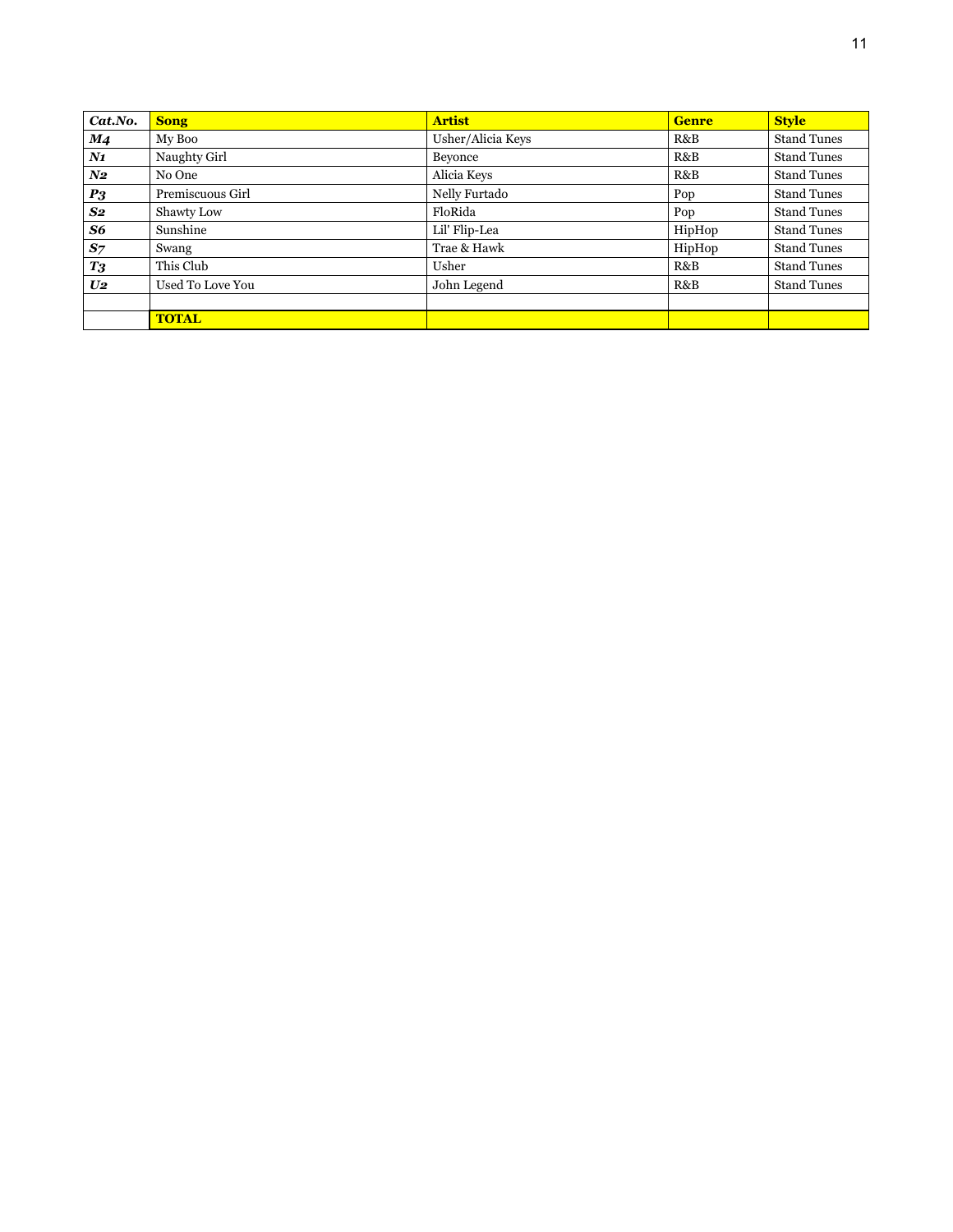| *Cat.No.* | **Song** | **Artist** | **Genre** | **Style** |
|---|---|---|---|---|
| ***M4*** | My Boo | Usher/Alicia Keys | R&B | Stand Tunes |
| ***N1*** | Naughty Girl | Beyonce | R&B | Stand Tunes |
| ***N2*** | No One | Alicia Keys | R&B | Stand Tunes |
| ***P3*** | Premiscuous Girl | Nelly Furtado | Pop | Stand Tunes |
| ***S2*** | Shawty Low | FloRida | Pop | Stand Tunes |
| ***S6*** | Sunshine | Lil' Flip-Lea | HipHop | Stand Tunes |
| ***S7*** | Swang | Trae & Hawk | HipHop | Stand Tunes |
| ***T3*** | This Club | Usher | R&B | Stand Tunes |
| ***U2*** | Used To Love You | John Legend | R&B | Stand Tunes |
| | | | | |
| | **TOTAL** | | | |